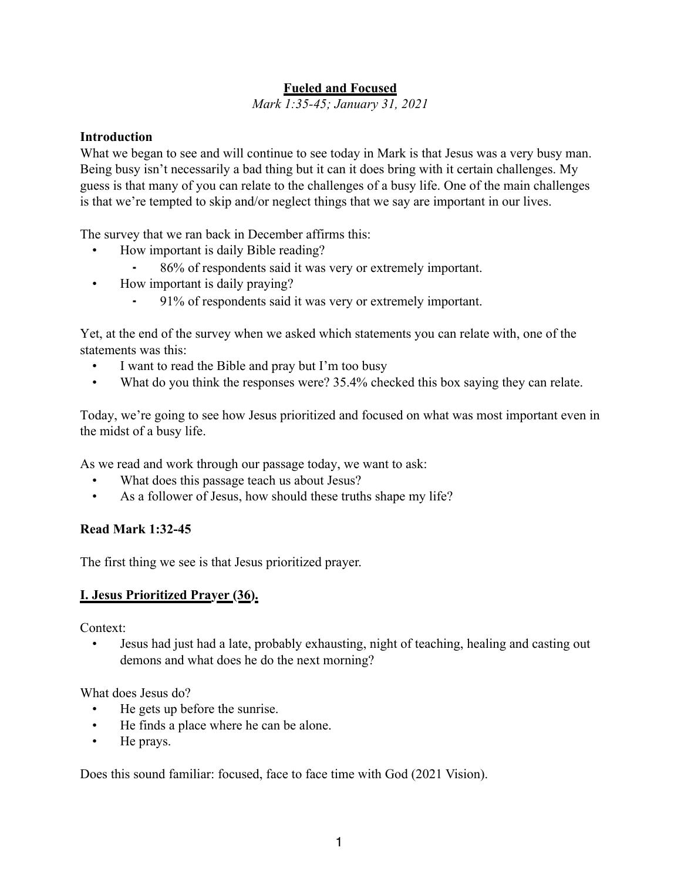# Fueled and Focused

*Mark 1:35-45; January 31, 2021*

## Introduction

What we began to see and will continue to see today in Mark is that Jesus was a very busy man. Being busy isn't necessarily a bad thing but it can it does bring with it certain challenges. My guess is that many of you can relate to the challenges of a busy life. One of the main challenges is that we're tempted to skip and/or neglect things that we say are important in our lives.

The survey that we ran back in December affirms this:

- How important is daily Bible reading?
  - 86% of respondents said it was very or extremely important.
- How important is daily praying?
  - 91% of respondents said it was very or extremely important.

Yet, at the end of the survey when we asked which statements you can relate with, one of the statements was this:

- I want to read the Bible and pray but I'm too busy
- What do you think the responses were? 35.4% checked this box saying they can relate.

Today, we're going to see how Jesus prioritized and focused on what was most important even in the midst of a busy life.

As we read and work through our passage today, we want to ask:

- What does this passage teach us about Jesus?
- As a follower of Jesus, how should these truths shape my life?

**Read Mark 1:32-45**

The first thing we see is that Jesus prioritized prayer.

## I. Jesus Prioritized Prayer (36).

Context:

- Jesus had just had a late, probably exhausting, night of teaching, healing and casting out demons and what does he do the next morning?

What does Jesus do?

- He gets up before the sunrise.
- He finds a place where he can be alone.
- He prays.

Does this sound familiar: focused, face to face time with God (2021 Vision).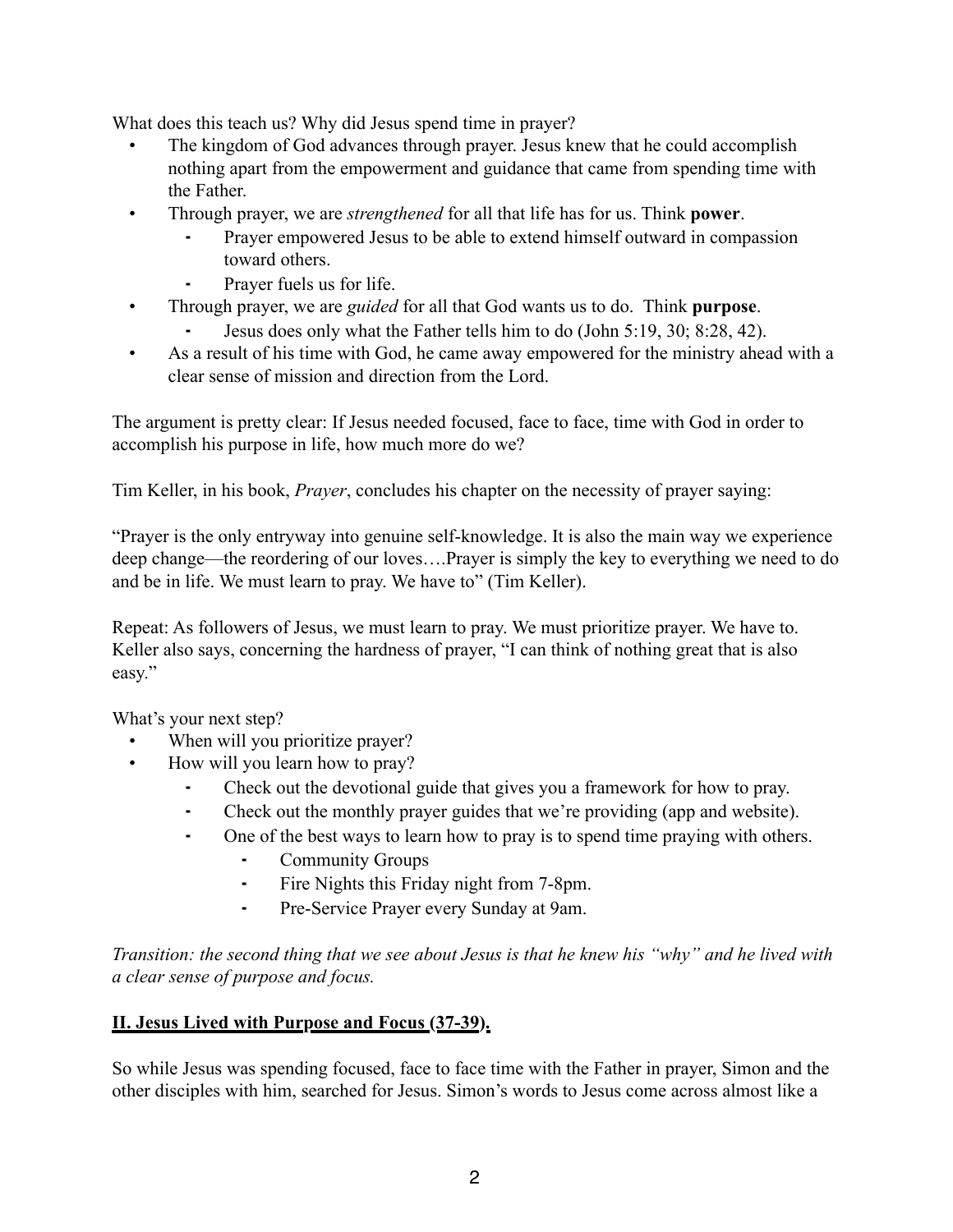What does this teach us? Why did Jesus spend time in prayer?

- The kingdom of God advances through prayer. Jesus knew that he could accomplish nothing apart from the empowerment and guidance that came from spending time with the Father.
- Through prayer, we are *strengthened* for all that life has for us. Think **power**.
  - Prayer empowered Jesus to be able to extend himself outward in compassion toward others.
  - Prayer fuels us for life.
- Through prayer, we are *guided* for all that God wants us to do. Think **purpose**.
  - Jesus does only what the Father tells him to do (John 5:19, 30; 8:28, 42).
- As a result of his time with God, he came away empowered for the ministry ahead with a clear sense of mission and direction from the Lord.

The argument is pretty clear: If Jesus needed focused, face to face, time with God in order to accomplish his purpose in life, how much more do we?

Tim Keller, in his book, *Prayer*, concludes his chapter on the necessity of prayer saying:

"Prayer is the only entryway into genuine self-knowledge. It is also the main way we experience deep change—the reordering of our loves….Prayer is simply the key to everything we need to do and be in life. We must learn to pray. We have to" (Tim Keller).

Repeat: As followers of Jesus, we must learn to pray. We must prioritize prayer. We have to. Keller also says, concerning the hardness of prayer, "I can think of nothing great that is also easy."

What's your next step?

- When will you prioritize prayer?
- How will you learn how to pray?
  - Check out the devotional guide that gives you a framework for how to pray.
  - Check out the monthly prayer guides that we're providing (app and website).
  - One of the best ways to learn how to pray is to spend time praying with others.
    - Community Groups
    - Fire Nights this Friday night from 7-8pm.
    - Pre-Service Prayer every Sunday at 9am.

*Transition: the second thing that we see about Jesus is that he knew his "why" and he lived with a clear sense of purpose and focus.*

## **II. Jesus Lived with Purpose and Focus (37-39).**

So while Jesus was spending focused, face to face time with the Father in prayer, Simon and the other disciples with him, searched for Jesus. Simon's words to Jesus come across almost like a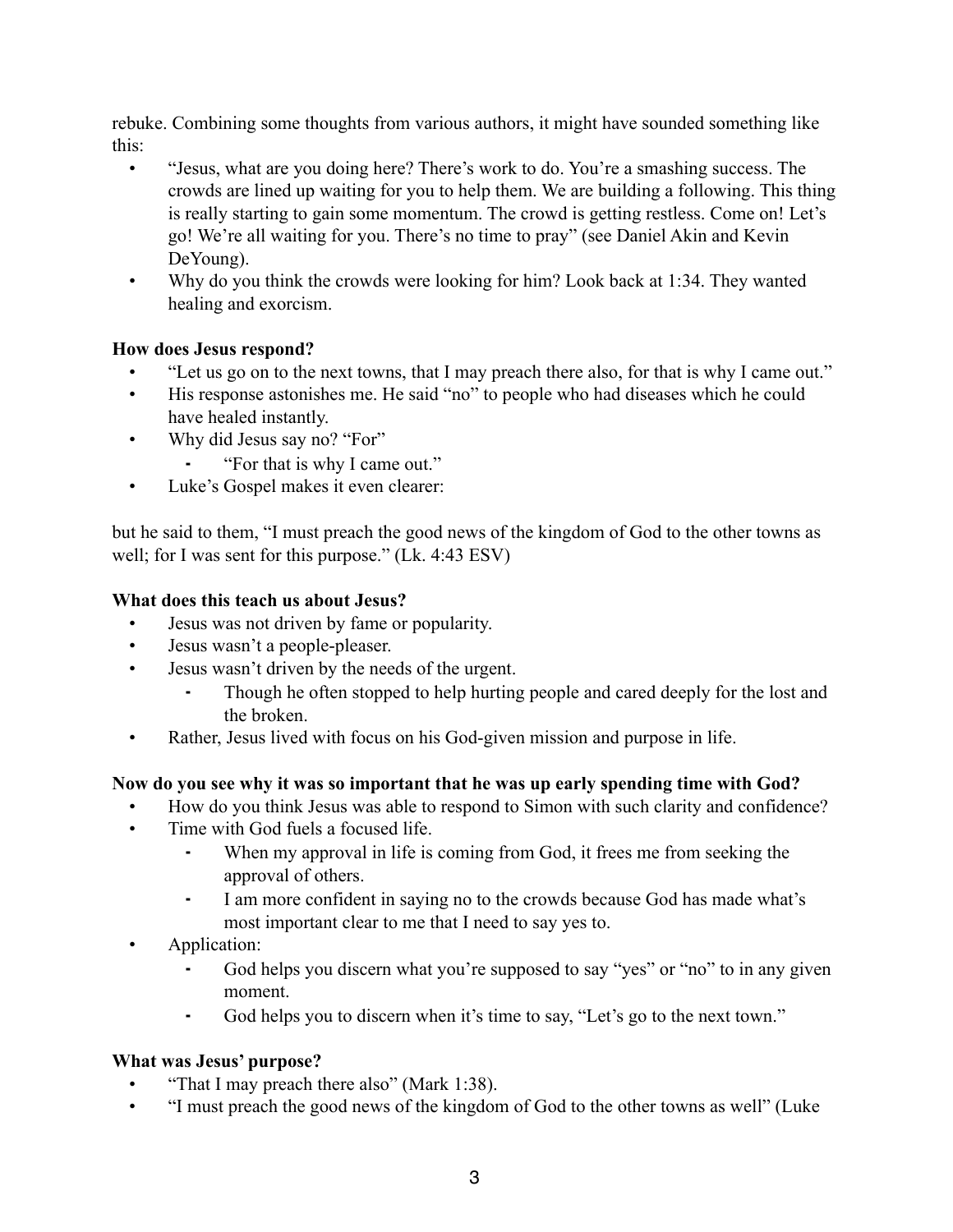rebuke. Combining some thoughts from various authors, it might have sounded something like this:

- "Jesus, what are you doing here? There's work to do. You're a smashing success. The crowds are lined up waiting for you to help them. We are building a following. This thing is really starting to gain some momentum. The crowd is getting restless. Come on! Let's go! We're all waiting for you. There's no time to pray" (see Daniel Akin and Kevin DeYoung).
- Why do you think the crowds were looking for him? Look back at 1:34. They wanted healing and exorcism.

**How does Jesus respond?**

- "Let us go on to the next towns, that I may preach there also, for that is why I came out."
- His response astonishes me. He said "no" to people who had diseases which he could have healed instantly.
- Why did Jesus say no? "For"
    - "For that is why I came out."
- Luke's Gospel makes it even clearer:

but he said to them, "I must preach the good news of the kingdom of God to the other towns as well; for I was sent for this purpose." (Lk. 4:43 ESV)

**What does this teach us about Jesus?**

- Jesus was not driven by fame or popularity.
- Jesus wasn't a people-pleaser.
- Jesus wasn't driven by the needs of the urgent.
    - Though he often stopped to help hurting people and cared deeply for the lost and the broken.
- Rather, Jesus lived with focus on his God-given mission and purpose in life.

**Now do you see why it was so important that he was up early spending time with God?**

- How do you think Jesus was able to respond to Simon with such clarity and confidence?
- Time with God fuels a focused life.
    - When my approval in life is coming from God, it frees me from seeking the approval of others.
    - I am more confident in saying no to the crowds because God has made what's most important clear to me that I need to say yes to.
- Application:
    - God helps you discern what you're supposed to say "yes" or "no" to in any given moment.
    - God helps you to discern when it's time to say, "Let's go to the next town."

**What was Jesus' purpose?**

- "That I may preach there also" (Mark 1:38).
- "I must preach the good news of the kingdom of God to the other towns as well" (Luke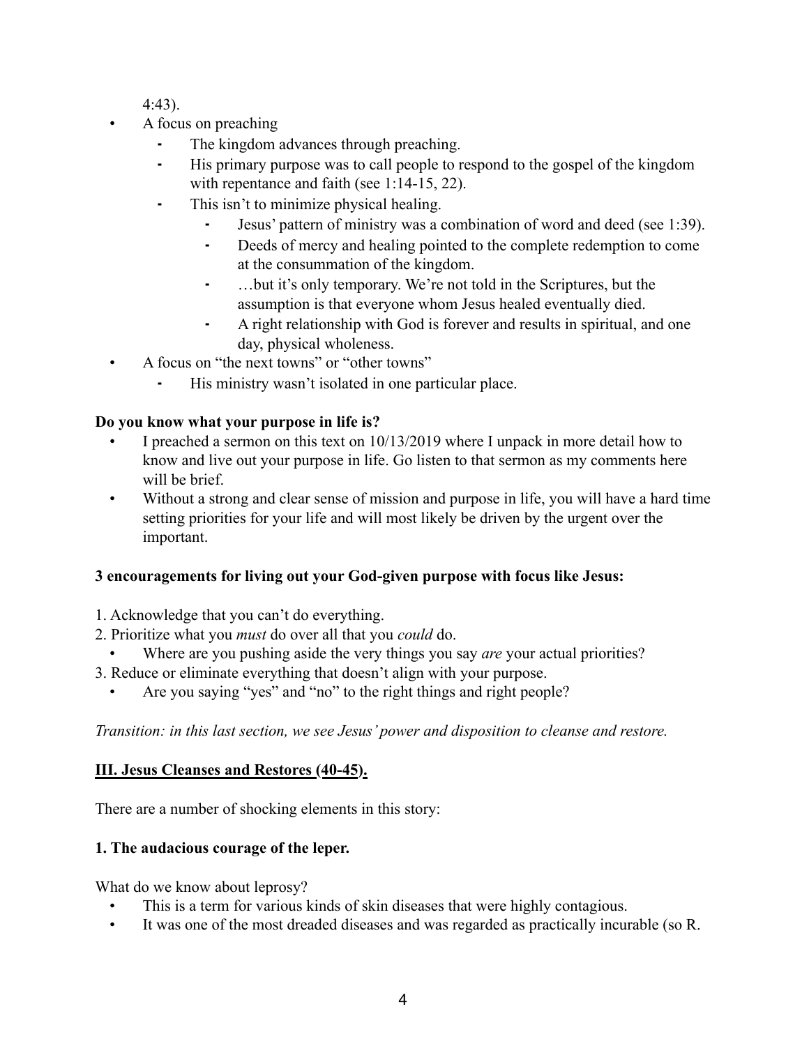4:43).

- A focus on preaching
  - The kingdom advances through preaching.
  - His primary purpose was to call people to respond to the gospel of the kingdom with repentance and faith (see 1:14-15, 22).
  - This isn't to minimize physical healing.
    - Jesus' pattern of ministry was a combination of word and deed (see 1:39).
    - Deeds of mercy and healing pointed to the complete redemption to come at the consummation of the kingdom.
    - …but it's only temporary. We're not told in the Scriptures, but the assumption is that everyone whom Jesus healed eventually died.
    - A right relationship with God is forever and results in spiritual, and one day, physical wholeness.
- A focus on "the next towns" or "other towns"
  - His ministry wasn't isolated in one particular place.

**Do you know what your purpose in life is?**

- I preached a sermon on this text on 10/13/2019 where I unpack in more detail how to know and live out your purpose in life. Go listen to that sermon as my comments here will be brief.
- Without a strong and clear sense of mission and purpose in life, you will have a hard time setting priorities for your life and will most likely be driven by the urgent over the important.

**3 encouragements for living out your God-given purpose with focus like Jesus:**

1. Acknowledge that you can't do everything.
2. Prioritize what you *must* do over all that you *could* do.
   - Where are you pushing aside the very things you say *are* your actual priorities?
3. Reduce or eliminate everything that doesn't align with your purpose.
   - Are you saying "yes" and "no" to the right things and right people?

*Transition: in this last section, we see Jesus' power and disposition to cleanse and restore.*

## III. Jesus Cleanses and Restores (40-45).

There are a number of shocking elements in this story:

### 1. The audacious courage of the leper.

What do we know about leprosy?

- This is a term for various kinds of skin diseases that were highly contagious.
- It was one of the most dreaded diseases and was regarded as practically incurable (so R.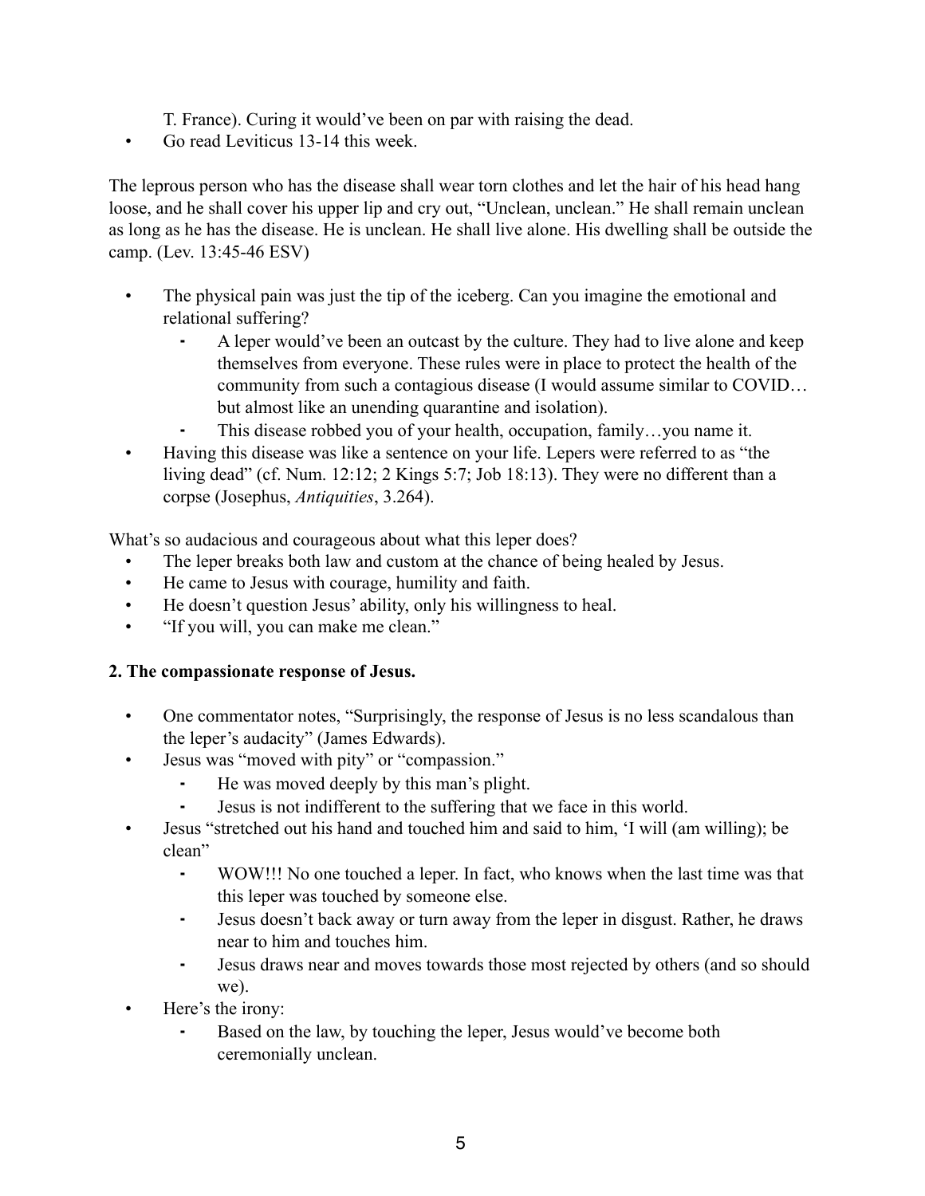T. France). Curing it would've been on par with raising the dead.

- Go read Leviticus 13-14 this week.

The leprous person who has the disease shall wear torn clothes and let the hair of his head hang loose, and he shall cover his upper lip and cry out, "Unclean, unclean." He shall remain unclean as long as he has the disease. He is unclean. He shall live alone. His dwelling shall be outside the camp. (Lev. 13:45-46 ESV)

- The physical pain was just the tip of the iceberg. Can you imagine the emotional and relational suffering?
  - A leper would've been an outcast by the culture. They had to live alone and keep themselves from everyone. These rules were in place to protect the health of the community from such a contagious disease (I would assume similar to COVID… but almost like an unending quarantine and isolation).
  - This disease robbed you of your health, occupation, family…you name it.
- Having this disease was like a sentence on your life. Lepers were referred to as "the living dead" (cf. Num. 12:12; 2 Kings 5:7; Job 18:13). They were no different than a corpse (Josephus, *Antiquities*, 3.264).

What's so audacious and courageous about what this leper does?

- The leper breaks both law and custom at the chance of being healed by Jesus.
- He came to Jesus with courage, humility and faith.
- He doesn't question Jesus' ability, only his willingness to heal.
- "If you will, you can make me clean."

**2. The compassionate response of Jesus.**

- One commentator notes, "Surprisingly, the response of Jesus is no less scandalous than the leper's audacity" (James Edwards).
- Jesus was "moved with pity" or "compassion."
  - He was moved deeply by this man's plight.
  - Jesus is not indifferent to the suffering that we face in this world.
- Jesus "stretched out his hand and touched him and said to him, 'I will (am willing); be clean"
  - WOW!!! No one touched a leper. In fact, who knows when the last time was that this leper was touched by someone else.
  - Jesus doesn't back away or turn away from the leper in disgust. Rather, he draws near to him and touches him.
  - Jesus draws near and moves towards those most rejected by others (and so should we).
- Here's the irony:
  - Based on the law, by touching the leper, Jesus would've become both ceremonially unclean.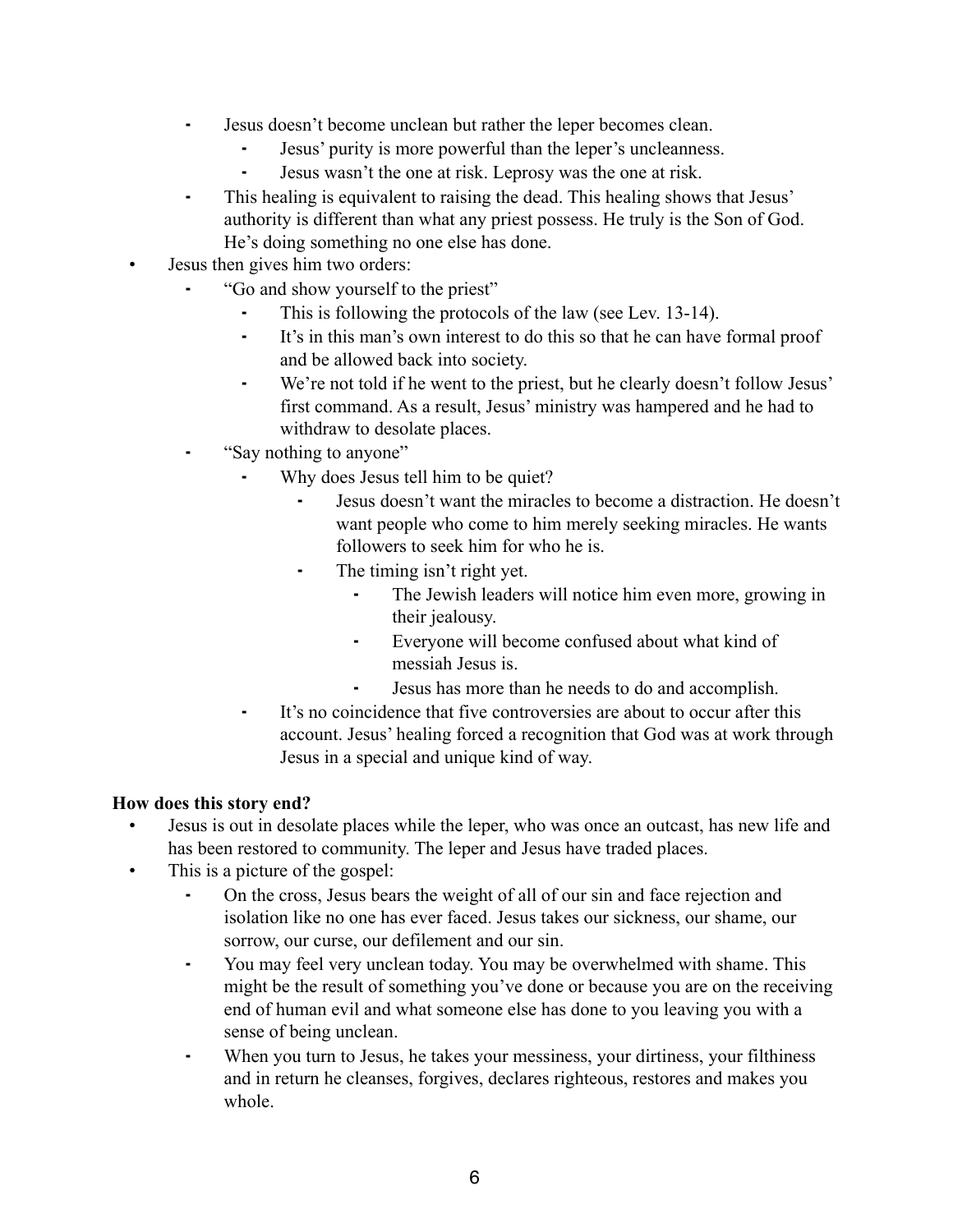- Jesus doesn't become unclean but rather the leper becomes clean.
        - Jesus' purity is more powerful than the leper's uncleanness.
        - Jesus wasn't the one at risk. Leprosy was the one at risk.
    - This healing is equivalent to raising the dead. This healing shows that Jesus' authority is different than what any priest possess. He truly is the Son of God. He's doing something no one else has done.
- Jesus then gives him two orders:
    - "Go and show yourself to the priest"
        - This is following the protocols of the law (see Lev. 13-14).
        - It's in this man's own interest to do this so that he can have formal proof and be allowed back into society.
        - We're not told if he went to the priest, but he clearly doesn't follow Jesus' first command. As a result, Jesus' ministry was hampered and he had to withdraw to desolate places.
    - "Say nothing to anyone"
        - Why does Jesus tell him to be quiet?
            - Jesus doesn't want the miracles to become a distraction. He doesn't want people who come to him merely seeking miracles. He wants followers to seek him for who he is.
            - The timing isn't right yet.
                - The Jewish leaders will notice him even more, growing in their jealousy.
                - Everyone will become confused about what kind of messiah Jesus is.
                - Jesus has more than he needs to do and accomplish.
        - It's no coincidence that five controversies are about to occur after this account. Jesus' healing forced a recognition that God was at work through Jesus in a special and unique kind of way.

**How does this story end?**

- Jesus is out in desolate places while the leper, who was once an outcast, has new life and has been restored to community. The leper and Jesus have traded places.
- This is a picture of the gospel:
    - On the cross, Jesus bears the weight of all of our sin and face rejection and isolation like no one has ever faced. Jesus takes our sickness, our shame, our sorrow, our curse, our defilement and our sin.
    - You may feel very unclean today. You may be overwhelmed with shame. This might be the result of something you've done or because you are on the receiving end of human evil and what someone else has done to you leaving you with a sense of being unclean.
    - When you turn to Jesus, he takes your messiness, your dirtiness, your filthiness and in return he cleanses, forgives, declares righteous, restores and makes you whole.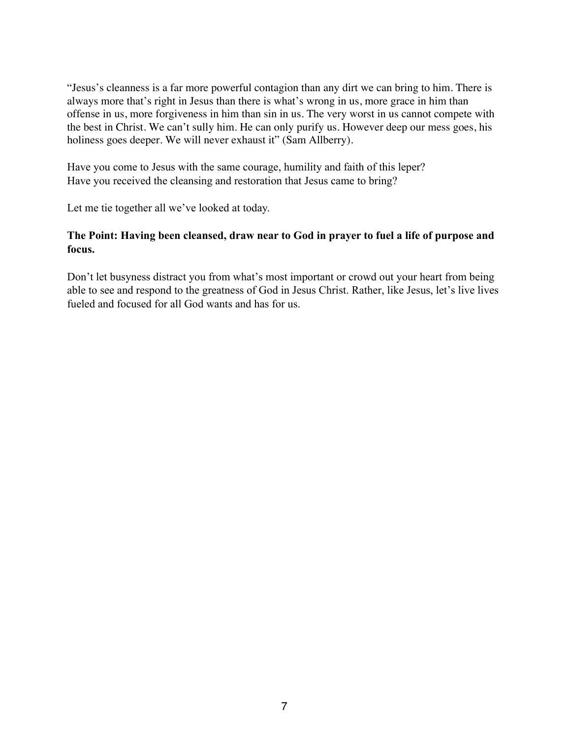"Jesus's cleanness is a far more powerful contagion than any dirt we can bring to him. There is always more that's right in Jesus than there is what's wrong in us, more grace in him than offense in us, more forgiveness in him than sin in us. The very worst in us cannot compete with the best in Christ. We can't sully him. He can only purify us. However deep our mess goes, his holiness goes deeper. We will never exhaust it" (Sam Allberry).

Have you come to Jesus with the same courage, humility and faith of this leper?
Have you received the cleansing and restoration that Jesus came to bring?

Let me tie together all we've looked at today.

**The Point: Having been cleansed, draw near to God in prayer to fuel a life of purpose and focus.**

Don't let busyness distract you from what's most important or crowd out your heart from being able to see and respond to the greatness of God in Jesus Christ. Rather, like Jesus, let's live lives fueled and focused for all God wants and has for us.